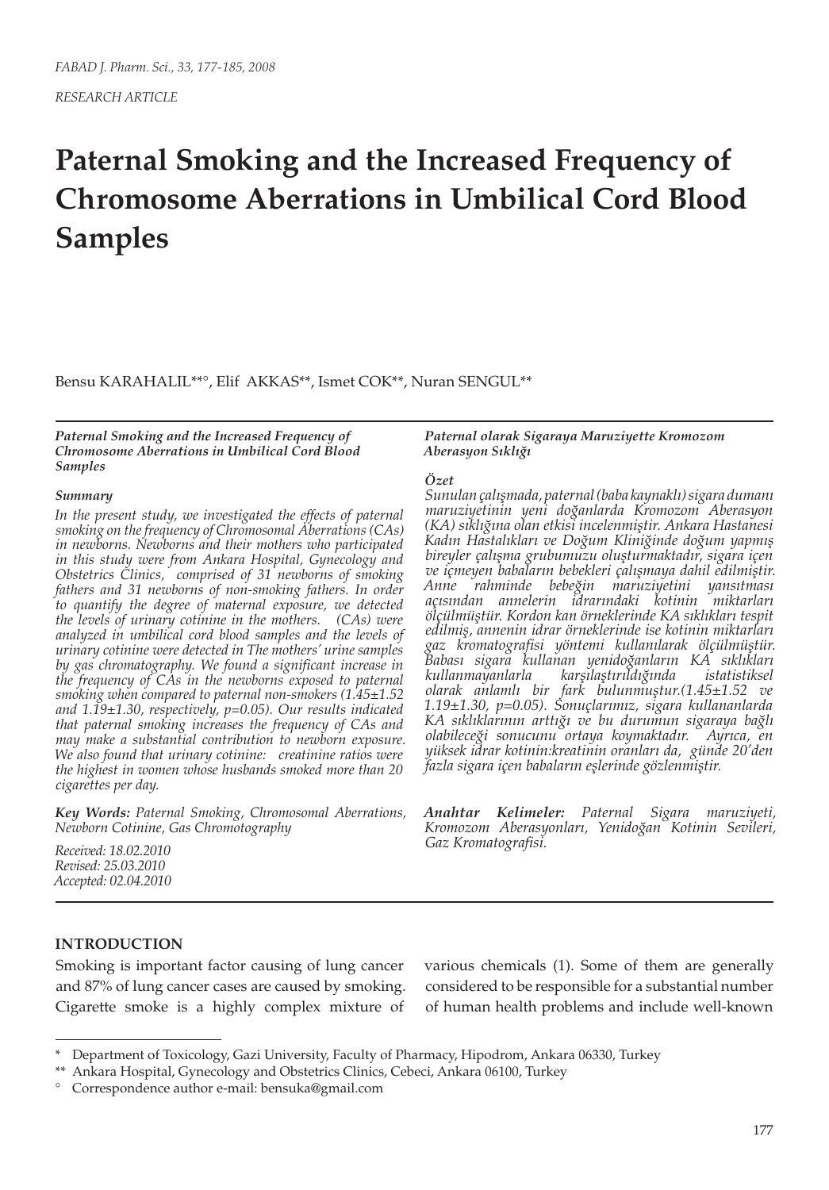FABAD J. Pharm. Sci., 33, 177-185, 2008

RESEARCH ARTICLE

# Paternal Smoking and the Increased Frequency of Chromosome Aberrations in Umbilical Cord Blood Samples

Bensu KARAHALIL**°, Elif AKKAS**, Ismet COK**, Nuran SENGUL**

***Paternal Smoking and the Increased Frequency of Chromosome Aberrations in Umbilical Cord Blood Samples***

***Summary***

*In the present study, we investigated the effects of paternal smoking on the frequency of Chromosomal Aberrations (CAs) in newborns. Newborns and their mothers who participated in this study were from Ankara Hospital, Gynecology and Obstetrics Clinics, comprised of 31 newborns of smoking fathers and 31 newborns of non-smoking fathers. In order to quantify the degree of maternal exposure, we detected the levels of urinary cotinine in the mothers. (CAs) were analyzed in umbilical cord blood samples and the levels of urinary cotinine were detected in The mothers' urine samples by gas chromatography. We found a significant increase in the frequency of CAs in the newborns exposed to paternal smoking when compared to paternal non-smokers (1.45±1.52 and 1.19±1.30, respectively, p=0.05). Our results indicated that paternal smoking increases the frequency of CAs and may make a substantial contribution to newborn exposure. We also found that urinary cotinine: creatinine ratios were the highest in women whose husbands smoked more than 20 cigarettes per day.*

**Key Words:** *Paternal Smoking, Chromosomal Aberrations, Newborn Cotinine, Gas Chomotography*

*Received: 18.02.2010*
*Revised: 25.03.2010*
*Accepted: 02.04.2010*

***Paternal olarak Sigaraya Maruziyette Kromozom Aberasyon Sıklığı***

***Özet***

*Sunulan çalışmada, paternal (baba kaynaklı) sigara dumanı maruziyetinin yeni doğanlarda Kromozom Aberasyon (KA) sıklığına olan etkisi incelenmiştir. Ankara Hastanesi Kadın Hastalıkları ve Doğum Kliniğinde doğum yapmış bireyler çalışma grubumuzu oluşturmaktadır, sigara içen ve içmeyen babaların bebekleri çalışmaya dahil edilmiştir. Anne rahminde bebeğin maruziyetini yansıtması açısından annelerin idrarındaki kotinin miktarları ölçülmüştür. Kordon kan örneklerinde KA sıklıkları tespit edilmiş, annenin idrar örneklerinde ise kotinin miktarları gaz kromatografisi yöntemi kullanılarak ölçülmüştür. Babası sigara kullanan yenidoğanların KA sıklıkları kullanmayanlarla karşılaştırıldığında istatistiksel olarak anlamlı bir fark bulunmuştur.(1.45±1.52 ve 1.19±1.30, p=0.05). Sonuçlarımız, sigara kullananlarda KA sıklıklarının arttığı ve bu durumun sigaraya bağlı olabileceği sonucunu ortaya koymaktadır. Ayrıca, en yüksek idrar kotinin:kreatinin oranları da, günde 20'den fazla sigara içen babaların eşlerinde gözlenmiştir.*

**Anahtar Kelimeler:** *Paternal Sigara maruziyeti, Kromozom Aberasyonları, Yenidoğan Kotinin Sevileri, Gaz Kromatografisi.*

## INTRODUCTION

Smoking is important factor causing of lung cancer and 87% of lung cancer cases are caused by smoking. Cigarette smoke is a highly complex mixture of various chemicals (1). Some of them are generally considered to be responsible for a substantial number of human health problems and include well-known

---

\* Department of Toxicology, Gazi University, Faculty of Pharmacy, Hipodrom, Ankara 06330, Turkey

\*\* Ankara Hospital, Gynecology and Obstetrics Clinics, Cebeci, Ankara 06100, Turkey

° Correspondence author e-mail: bensuka@gmail.com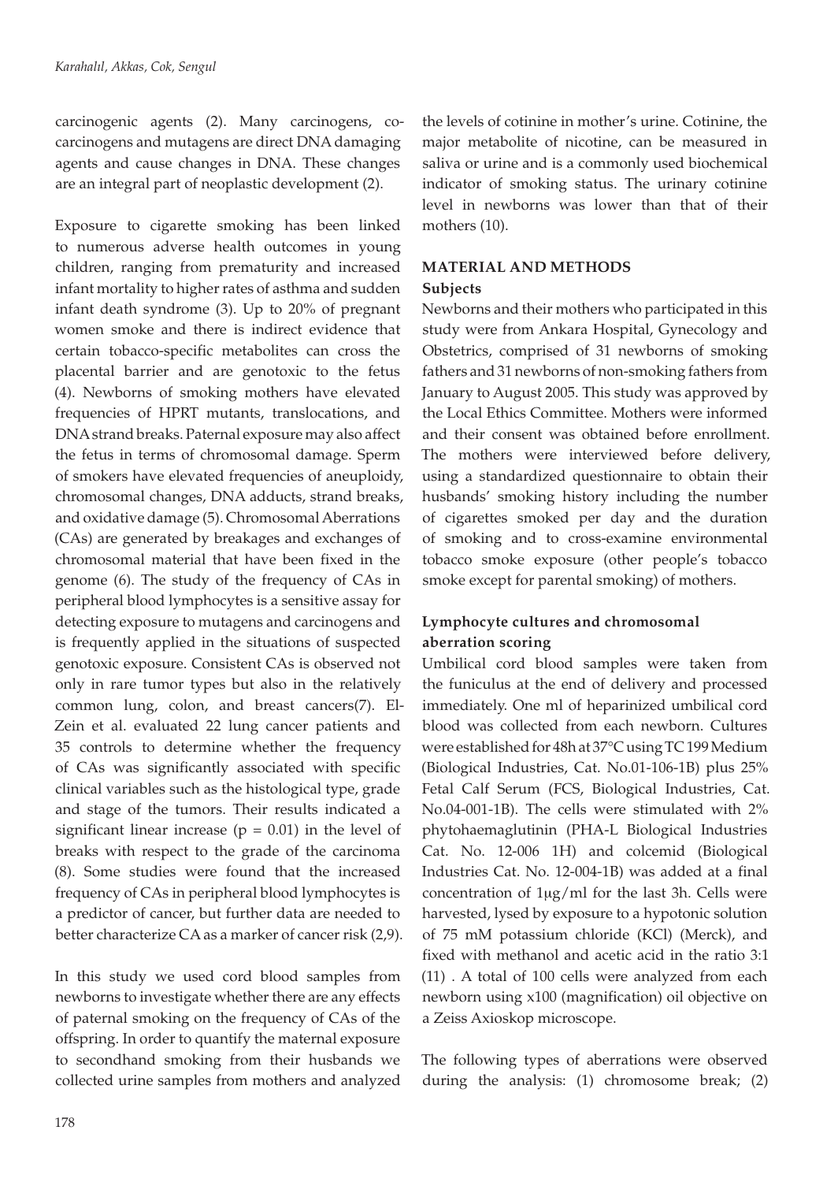carcinogenic agents (2). Many carcinogens, co-carcinogens and mutagens are direct DNA damaging agents and cause changes in DNA. These changes are an integral part of neoplastic development (2).

Exposure to cigarette smoking has been linked to numerous adverse health outcomes in young children, ranging from prematurity and increased infant mortality to higher rates of asthma and sudden infant death syndrome (3). Up to 20% of pregnant women smoke and there is indirect evidence that certain tobacco-specific metabolites can cross the placental barrier and are genotoxic to the fetus (4). Newborns of smoking mothers have elevated frequencies of HPRT mutants, translocations, and DNA strand breaks. Paternal exposure may also affect the fetus in terms of chromosomal damage. Sperm of smokers have elevated frequencies of aneuploidy, chromosomal changes, DNA adducts, strand breaks, and oxidative damage (5). Chromosomal Aberrations (CAs) are generated by breakages and exchanges of chromosomal material that have been fixed in the genome (6). The study of the frequency of CAs in peripheral blood lymphocytes is a sensitive assay for detecting exposure to mutagens and carcinogens and is frequently applied in the situations of suspected genotoxic exposure. Consistent CAs is observed not only in rare tumor types but also in the relatively common lung, colon, and breast cancers(7). El-Zein et al. evaluated 22 lung cancer patients and 35 controls to determine whether the frequency of CAs was significantly associated with specific clinical variables such as the histological type, grade and stage of the tumors. Their results indicated a significant linear increase ($p = 0.01$) in the level of breaks with respect to the grade of the carcinoma (8). Some studies were found that the increased frequency of CAs in peripheral blood lymphocytes is a predictor of cancer, but further data are needed to better characterize CA as a marker of cancer risk (2,9).

In this study we used cord blood samples from newborns to investigate whether there are any effects of paternal smoking on the frequency of CAs of the offspring. In order to quantify the maternal exposure to secondhand smoking from their husbands we collected urine samples from mothers and analyzed the levels of cotinine in mother's urine. Cotinine, the major metabolite of nicotine, can be measured in saliva or urine and is a commonly used biochemical indicator of smoking status. The urinary cotinine level in newborns was lower than that of their mothers (10).

## MATERIAL AND METHODS

### Subjects

Newborns and their mothers who participated in this study were from Ankara Hospital, Gynecology and Obstetrics, comprised of 31 newborns of smoking fathers and 31 newborns of non-smoking fathers from January to August 2005. This study was approved by the Local Ethics Committee. Mothers were informed and their consent was obtained before enrollment. The mothers were interviewed before delivery, using a standardized questionnaire to obtain their husbands' smoking history including the number of cigarettes smoked per day and the duration of smoking and to cross-examine environmental tobacco smoke exposure (other people's tobacco smoke except for parental smoking) of mothers.

### Lymphocyte cultures and chromosomal aberration scoring

Umbilical cord blood samples were taken from the funiculus at the end of delivery and processed immediately. One ml of heparinized umbilical cord blood was collected from each newborn. Cultures were established for 48h at 37°C using TC 199 Medium (Biological Industries, Cat. No.01-106-1B) plus 25% Fetal Calf Serum (FCS, Biological Industries, Cat. No.04-001-1B). The cells were stimulated with 2% phytohaemaglutinin (PHA-L Biological Industries Cat. No. 12-006 1H) and colcemid (Biological Industries Cat. No. 12-004-1B) was added at a final concentration of 1μg/ml for the last 3h. Cells were harvested, lysed by exposure to a hypotonic solution of 75 mM potassium chloride (KCl) (Merck), and fixed with methanol and acetic acid in the ratio 3:1 (11) . A total of 100 cells were analyzed from each newborn using x100 (magnification) oil objective on a Zeiss Axioskop microscope.

The following types of aberrations were observed during the analysis: (1) chromosome break; (2)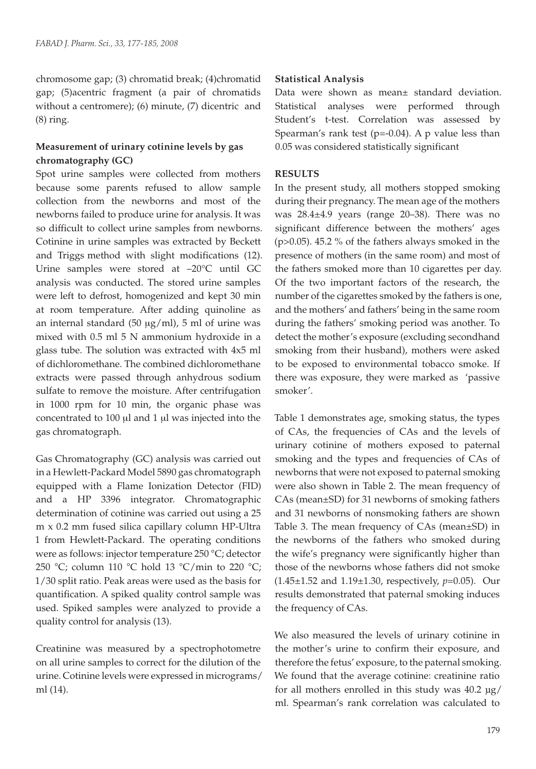chromosome gap; (3) chromatid break; (4)chromatid gap; (5)acentric fragment (a pair of chromatids without a centromere); (6) minute, (7) dicentric and (8) ring.

### Measurement of urinary cotinine levels by gas chromatography (GC)

Spot urine samples were collected from mothers because some parents refused to allow sample collection from the newborns and most of the newborns failed to produce urine for analysis. It was so difficult to collect urine samples from newborns. Cotinine in urine samples was extracted by Beckett and Triggs method with slight modifications (12). Urine samples were stored at –20°C until GC analysis was conducted. The stored urine samples were left to defrost, homogenized and kept 30 min at room temperature. After adding quinoline as an internal standard (50 µg/ml), 5 ml of urine was mixed with 0.5 ml 5 N ammonium hydroxide in a glass tube. The solution was extracted with 4x5 ml of dichloromethane. The combined dichloromethane extracts were passed through anhydrous sodium sulfate to remove the moisture. After centrifugation in 1000 rpm for 10 min, the organic phase was concentrated to 100 µl and 1 µl was injected into the gas chromatograph.

Gas Chromatography (GC) analysis was carried out in a Hewlett-Packard Model 5890 gas chromatograph equipped with a Flame Ionization Detector (FID) and a HP 3396 integrator. Chromatographic determination of cotinine was carried out using a 25 m x 0.2 mm fused silica capillary column HP-Ultra 1 from Hewlett-Packard. The operating conditions were as follows: injector temperature 250 °C; detector 250 °C; column 110 °C hold 13 °C/min to 220 °C; 1/30 split ratio. Peak areas were used as the basis for quantification. A spiked quality control sample was used. Spiked samples were analyzed to provide a quality control for analysis (13).

Creatinine was measured by a spectrophotometre on all urine samples to correct for the dilution of the urine. Cotinine levels were expressed in micrograms/ml (14).

### Statistical Analysis

Data were shown as mean± standard deviation. Statistical analyses were performed through Student's t-test. Correlation was assessed by Spearman's rank test (p=-0.04). A p value less than 0.05 was considered statistically significant

## RESULTS

In the present study, all mothers stopped smoking during their pregnancy. The mean age of the mothers was 28.4±4.9 years (range 20–38). There was no significant difference between the mothers' ages ($p>0.05$). 45.2 % of the fathers always smoked in the presence of mothers (in the same room) and most of the fathers smoked more than 10 cigarettes per day. Of the two important factors of the research, the number of the cigarettes smoked by the fathers is one, and the mothers' and fathers' being in the same room during the fathers' smoking period was another. To detect the mother's exposure (excluding secondhand smoking from their husband), mothers were asked to be exposed to environmental tobacco smoke. If there was exposure, they were marked as 'passive smoker'.

Table 1 demonstrates age, smoking status, the types of CAs, the frequencies of CAs and the levels of urinary cotinine of mothers exposed to paternal smoking and the types and frequencies of CAs of newborns that were not exposed to paternal smoking were also shown in Table 2. The mean frequency of CAs (mean±SD) for 31 newborns of smoking fathers and 31 newborns of nonsmoking fathers are shown Table 3. The mean frequency of CAs (mean±SD) in the newborns of the fathers who smoked during the wife's pregnancy were significantly higher than those of the newborns whose fathers did not smoke (1.45±1.52 and 1.19±1.30, respectively, $p=0.05$). Our results demonstrated that paternal smoking induces the frequency of CAs.

We also measured the levels of urinary cotinine in the mother's urine to confirm their exposure, and therefore the fetus' exposure, to the paternal smoking. We found that the average cotinine: creatinine ratio for all mothers enrolled in this study was 40.2 µg/ml. Spearman's rank correlation was calculated to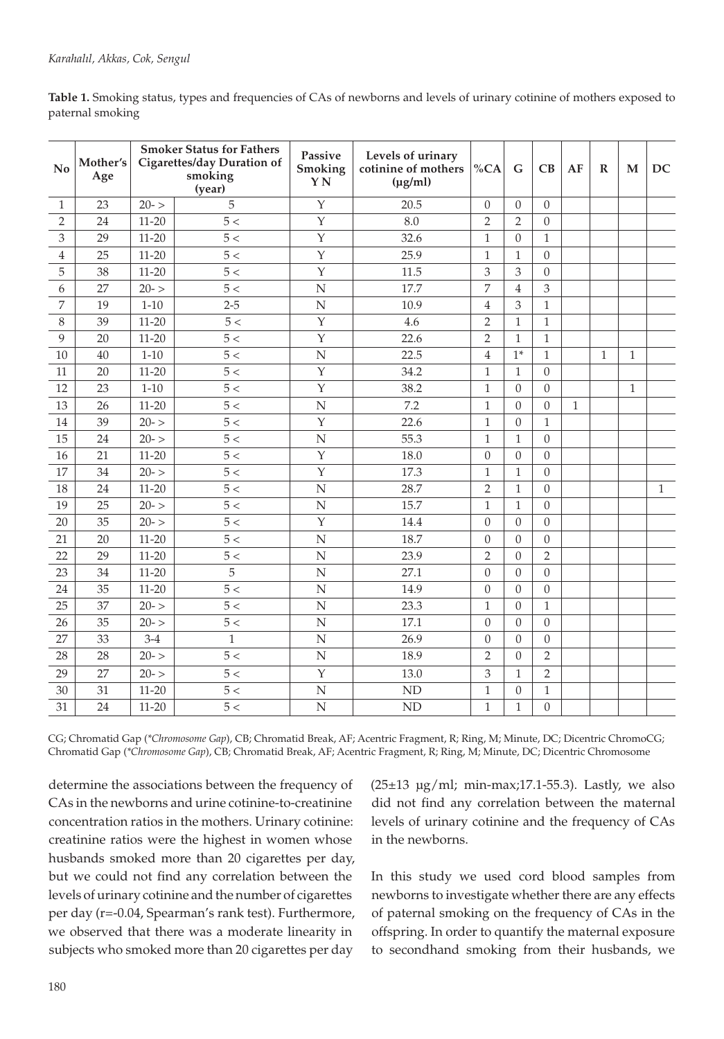**Table 1.** Smoking status, types and frequencies of CAs of newborns and levels of urinary cotinine of mothers exposed to paternal smoking

| No | Mother's Age | Smoker Status for Fathers | | Passive Smoking Y N | Levels of urinary cotinine of mothers (µg/ml) | %CA | G | CB | AF | R | M | DC |
|---|---|---|---|---|---|---|---|---|---|---|---|---|
| | | Cigarettes/day | Duration of smoking (year) | | | | | | | | | |
| 1 | 23 | 20- > | 5 | Y | 20.5 | 0 | 0 | 0 | | | | |
| 2 | 24 | 11-20 | 5 < | Y | 8.0 | 2 | 2 | 0 | | | | |
| 3 | 29 | 11-20 | 5 < | Y | 32.6 | 1 | 0 | 1 | | | | |
| 4 | 25 | 11-20 | 5 < | Y | 25.9 | 1 | 1 | 0 | | | | |
| 5 | 38 | 11-20 | 5 < | Y | 11.5 | 3 | 3 | 0 | | | | |
| 6 | 27 | 20- > | 5 < | N | 17.7 | 7 | 4 | 3 | | | | |
| 7 | 19 | 1-10 | 2-5 | N | 10.9 | 4 | 3 | 1 | | | | |
| 8 | 39 | 11-20 | 5 < | Y | 4.6 | 2 | 1 | 1 | | | | |
| 9 | 20 | 11-20 | 5 < | Y | 22.6 | 2 | 1 | 1 | | | | |
| 10 | 40 | 1-10 | 5 < | N | 22.5 | 4 | 1* | 1 | | 1 | 1 | |
| 11 | 20 | 11-20 | 5 < | Y | 34.2 | 1 | 1 | 0 | | | | |
| 12 | 23 | 1-10 | 5 < | Y | 38.2 | 1 | 0 | 0 | | | 1 | |
| 13 | 26 | 11-20 | 5 < | N | 7.2 | 1 | 0 | 0 | 1 | | | |
| 14 | 39 | 20- > | 5 < | Y | 22.6 | 1 | 0 | 1 | | | | |
| 15 | 24 | 20- > | 5 < | N | 55.3 | 1 | 1 | 0 | | | | |
| 16 | 21 | 11-20 | 5 < | Y | 18.0 | 0 | 0 | 0 | | | | |
| 17 | 34 | 20- > | 5 < | Y | 17.3 | 1 | 1 | 0 | | | | |
| 18 | 24 | 11-20 | 5 < | N | 28.7 | 2 | 1 | 0 | | | | 1 |
| 19 | 25 | 20- > | 5 < | N | 15.7 | 1 | 1 | 0 | | | | |
| 20 | 35 | 20- > | 5 < | Y | 14.4 | 0 | 0 | 0 | | | | |
| 21 | 20 | 11-20 | 5 < | N | 18.7 | 0 | 0 | 0 | | | | |
| 22 | 29 | 11-20 | 5 < | N | 23.9 | 2 | 0 | 2 | | | | |
| 23 | 34 | 11-20 | 5 | N | 27.1 | 0 | 0 | 0 | | | | |
| 24 | 35 | 11-20 | 5 < | N | 14.9 | 0 | 0 | 0 | | | | |
| 25 | 37 | 20- > | 5 < | N | 23.3 | 1 | 0 | 1 | | | | |
| 26 | 35 | 20- > | 5 < | N | 17.1 | 0 | 0 | 0 | | | | |
| 27 | 33 | 3-4 | 1 | N | 26.9 | 0 | 0 | 0 | | | | |
| 28 | 28 | 20- > | 5 < | N | 18.9 | 2 | 0 | 2 | | | | |
| 29 | 27 | 20- > | 5 < | Y | 13.0 | 3 | 1 | 2 | | | | |
| 30 | 31 | 11-20 | 5 < | N | ND | 1 | 0 | 1 | | | | |
| 31 | 24 | 11-20 | 5 < | N | ND | 1 | 1 | 0 | | | | |

CG; Chromatid Gap (*Chromosome Gap*), CB; Chromatid Break, AF; Acentric Fragment, R; Ring, M; Minute, DC; Dicentric ChromoCG; Chromatid Gap (*Chromosome Gap*), CB; Chromatid Break, AF; Acentric Fragment, R; Ring, M; Minute, DC; Dicentric Chromosome

determine the associations between the frequency of CAs in the newborns and urine cotinine-to-creatinine concentration ratios in the mothers. Urinary cotinine: creatinine ratios were the highest in women whose husbands smoked more than 20 cigarettes per day, but we could not find any correlation between the levels of urinary cotinine and the number of cigarettes per day (r=-0.04, Spearman's rank test). Furthermore, we observed that there was a moderate linearity in subjects who smoked more than 20 cigarettes per day (25±13 µg/ml; min-max;17.1-55.3). Lastly, we also did not find any correlation between the maternal levels of urinary cotinine and the frequency of CAs in the newborns.

In this study we used cord blood samples from newborns to investigate whether there are any effects of paternal smoking on the frequency of CAs in the offspring. In order to quantify the maternal exposure to secondhand smoking from their husbands, we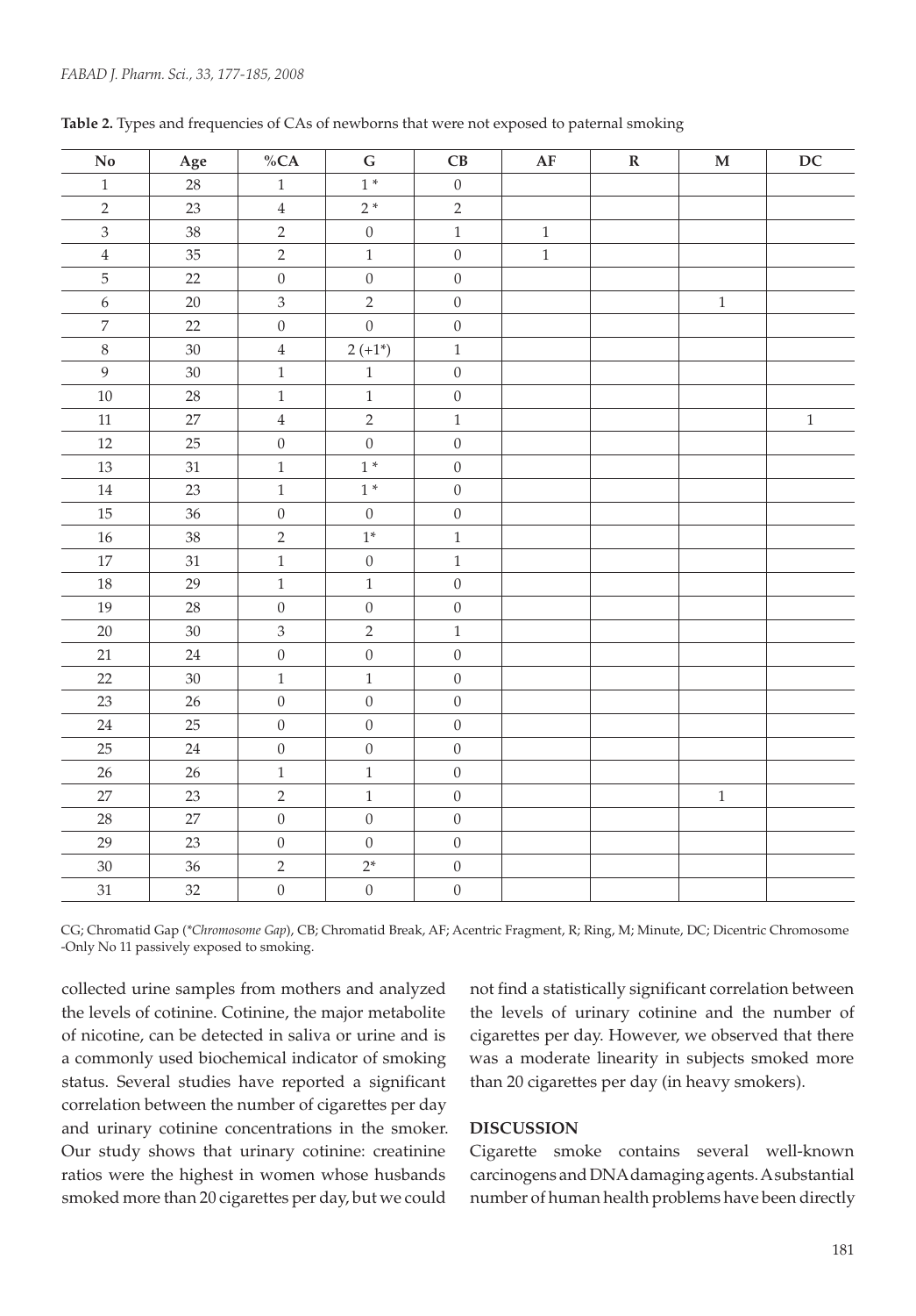**Table 2.** Types and frequencies of CAs of newborns that were not exposed to paternal smoking

| No | Age | %CA | G | CB | AF | R | M | DC |
|---|---|---|---|---|---|---|---|---|
| 1 | 28 | 1 | 1 * | 0 | | | | |
| 2 | 23 | 4 | 2 * | 2 | | | | |
| 3 | 38 | 2 | 0 | 1 | 1 | | | |
| 4 | 35 | 2 | 1 | 0 | 1 | | | |
| 5 | 22 | 0 | 0 | 0 | | | | |
| 6 | 20 | 3 | 2 | 0 | | | 1 | |
| 7 | 22 | 0 | 0 | 0 | | | | |
| 8 | 30 | 4 | 2 (+1*) | 1 | | | | |
| 9 | 30 | 1 | 1 | 0 | | | | |
| 10 | 28 | 1 | 1 | 0 | | | | |
| 11 | 27 | 4 | 2 | 1 | | | | 1 |
| 12 | 25 | 0 | 0 | 0 | | | | |
| 13 | 31 | 1 | 1 * | 0 | | | | |
| 14 | 23 | 1 | 1 * | 0 | | | | |
| 15 | 36 | 0 | 0 | 0 | | | | |
| 16 | 38 | 2 | 1* | 1 | | | | |
| 17 | 31 | 1 | 0 | 1 | | | | |
| 18 | 29 | 1 | 1 | 0 | | | | |
| 19 | 28 | 0 | 0 | 0 | | | | |
| 20 | 30 | 3 | 2 | 1 | | | | |
| 21 | 24 | 0 | 0 | 0 | | | | |
| 22 | 30 | 1 | 1 | 0 | | | | |
| 23 | 26 | 0 | 0 | 0 | | | | |
| 24 | 25 | 0 | 0 | 0 | | | | |
| 25 | 24 | 0 | 0 | 0 | | | | |
| 26 | 26 | 1 | 1 | 0 | | | | |
| 27 | 23 | 2 | 1 | 0 | | | 1 | |
| 28 | 27 | 0 | 0 | 0 | | | | |
| 29 | 23 | 0 | 0 | 0 | | | | |
| 30 | 36 | 2 | 2* | 0 | | | | |
| 31 | 32 | 0 | 0 | 0 | | | | |

CG; Chromatid Gap (**Chromosome Gap*), CB; Chromatid Break, AF; Acentric Fragment, R; Ring, M; Minute, DC; Dicentric Chromosome -Only No 11 passively exposed to smoking.

collected urine samples from mothers and analyzed the levels of cotinine. Cotinine, the major metabolite of nicotine, can be detected in saliva or urine and is a commonly used biochemical indicator of smoking status. Several studies have reported a significant correlation between the number of cigarettes per day and urinary cotinine concentrations in the smoker. Our study shows that urinary cotinine: creatinine ratios were the highest in women whose husbands smoked more than 20 cigarettes per day, but we could not find a statistically significant correlation between the levels of urinary cotinine and the number of cigarettes per day. However, we observed that there was a moderate linearity in subjects smoked more than 20 cigarettes per day (in heavy smokers).

## DISCUSSION

Cigarette smoke contains several well-known carcinogens and DNA damaging agents. A substantial number of human health problems have been directly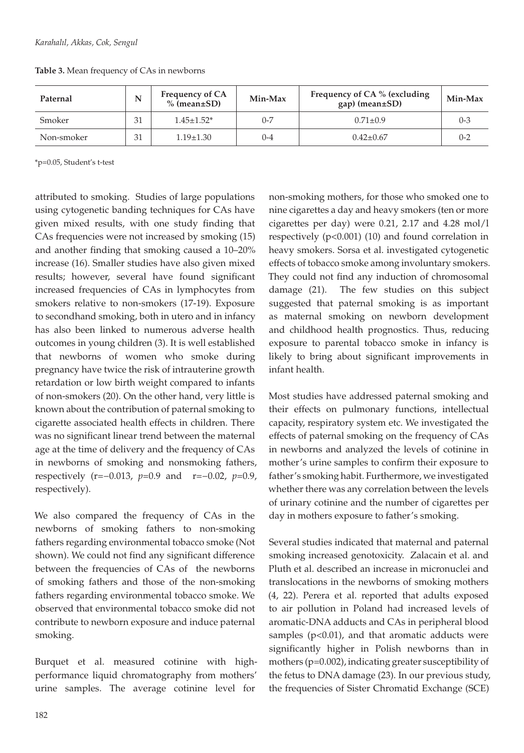**Table 3.** Mean frequency of CAs in newborns

| Paternal | N | Frequency of CA % (mean±SD) | Min-Max | Frequency of CA % (excluding gap) (mean±SD) | Min-Max |
|---|---|---|---|---|---|
| Smoker | 31 | 1.45±1.52* | 0-7 | 0.71±0.9 | 0-3 |
| Non-smoker | 31 | 1.19±1.30 | 0-4 | 0.42±0.67 | 0-2 |

*p=0.05, Student's t-test

attributed to smoking. Studies of large populations using cytogenetic banding techniques for CAs have given mixed results, with one study finding that CAs frequencies were not increased by smoking (15) and another finding that smoking caused a 10–20% increase (16). Smaller studies have also given mixed results; however, several have found significant increased frequencies of CAs in lymphocytes from smokers relative to non-smokers (17-19). Exposure to secondhand smoking, both in utero and in infancy has also been linked to numerous adverse health outcomes in young children (3). It is well established that newborns of women who smoke during pregnancy have twice the risk of intrauterine growth retardation or low birth weight compared to infants of non-smokers (20). On the other hand, very little is known about the contribution of paternal smoking to cigarette associated health effects in children. There was no significant linear trend between the maternal age at the time of delivery and the frequency of CAs in newborns of smoking and nonsmoking fathers, respectively ($r=-0.013$, $p=0.9$ and $r=-0.02$, $p=0.9$, respectively).

We also compared the frequency of CAs in the newborns of smoking fathers to non-smoking fathers regarding environmental tobacco smoke (Not shown). We could not find any significant difference between the frequencies of CAs of the newborns of smoking fathers and those of the non-smoking fathers regarding environmental tobacco smoke. We observed that environmental tobacco smoke did not contribute to newborn exposure and induce paternal smoking.

Burquet et al. measured cotinine with high-performance liquid chromatography from mothers' urine samples. The average cotinine level for non-smoking mothers, for those who smoked one to nine cigarettes a day and heavy smokers (ten or more cigarettes per day) were 0.21, 2.17 and 4.28 mol/l respectively ($p<0.001$) (10) and found correlation in heavy smokers. Sorsa et al. investigated cytogenetic effects of tobacco smoke among involuntary smokers. They could not find any induction of chromosomal damage (21). The few studies on this subject suggested that paternal smoking is as important as maternal smoking on newborn development and childhood health prognostics. Thus, reducing exposure to parental tobacco smoke in infancy is likely to bring about significant improvements in infant health.

Most studies have addressed paternal smoking and their effects on pulmonary functions, intellectual capacity, respiratory system etc. We investigated the effects of paternal smoking on the frequency of CAs in newborns and analyzed the levels of cotinine in mother's urine samples to confirm their exposure to father's smoking habit. Furthermore, we investigated whether there was any correlation between the levels of urinary cotinine and the number of cigarettes per day in mothers exposure to father's smoking.

Several studies indicated that maternal and paternal smoking increased genotoxicity. Zalacain et al. and Pluth et al. described an increase in micronuclei and translocations in the newborns of smoking mothers (4, 22). Perera et al. reported that adults exposed to air pollution in Poland had increased levels of aromatic-DNA adducts and CAs in peripheral blood samples ($p<0.01$), and that aromatic adducts were significantly higher in Polish newborns than in mothers ($p=0.002$), indicating greater susceptibility of the fetus to DNA damage (23). In our previous study, the frequencies of Sister Chromatid Exchange (SCE)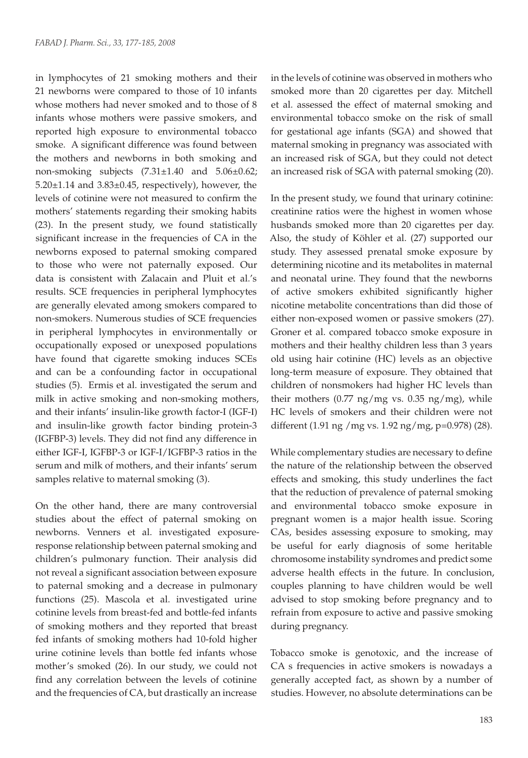in lymphocytes of 21 smoking mothers and their 21 newborns were compared to those of 10 infants whose mothers had never smoked and to those of 8 infants whose mothers were passive smokers, and reported high exposure to environmental tobacco smoke. A significant difference was found between the mothers and newborns in both smoking and non-smoking subjects (7.31±1.40 and 5.06±0.62; 5.20±1.14 and 3.83±0.45, respectively), however, the levels of cotinine were not measured to confirm the mothers' statements regarding their smoking habits (23). In the present study, we found statistically significant increase in the frequencies of CA in the newborns exposed to paternal smoking compared to those who were not paternally exposed. Our data is consistent with Zalacain and Pluit et al.'s results. SCE frequencies in peripheral lymphocytes are generally elevated among smokers compared to non-smokers. Numerous studies of SCE frequencies in peripheral lymphocytes in environmentally or occupationally exposed or unexposed populations have found that cigarette smoking induces SCEs and can be a confounding factor in occupational studies (5). Ermis et al. investigated the serum and milk in active smoking and non-smoking mothers, and their infants' insulin-like growth factor-I (IGF-I) and insulin-like growth factor binding protein-3 (IGFBP-3) levels. They did not find any difference in either IGF-I, IGFBP-3 or IGF-I/IGFBP-3 ratios in the serum and milk of mothers, and their infants' serum samples relative to maternal smoking (3).

On the other hand, there are many controversial studies about the effect of paternal smoking on newborns. Venners et al. investigated exposure-response relationship between paternal smoking and children's pulmonary function. Their analysis did not reveal a significant association between exposure to paternal smoking and a decrease in pulmonary functions (25). Mascola et al. investigated urine cotinine levels from breast-fed and bottle-fed infants of smoking mothers and they reported that breast fed infants of smoking mothers had 10-fold higher urine cotinine levels than bottle fed infants whose mother's smoked (26). In our study, we could not find any correlation between the levels of cotinine and the frequencies of CA, but drastically an increase in the levels of cotinine was observed in mothers who smoked more than 20 cigarettes per day. Mitchell et al. assessed the effect of maternal smoking and environmental tobacco smoke on the risk of small for gestational age infants (SGA) and showed that maternal smoking in pregnancy was associated with an increased risk of SGA, but they could not detect an increased risk of SGA with paternal smoking (20).

In the present study, we found that urinary cotinine: creatinine ratios were the highest in women whose husbands smoked more than 20 cigarettes per day. Also, the study of Köhler et al. (27) supported our study. They assessed prenatal smoke exposure by determining nicotine and its metabolites in maternal and neonatal urine. They found that the newborns of active smokers exhibited significantly higher nicotine metabolite concentrations than did those of either non-exposed women or passive smokers (27). Groner et al. compared tobacco smoke exposure in mothers and their healthy children less than 3 years old using hair cotinine (HC) levels as an objective long-term measure of exposure. They obtained that children of nonsmokers had higher HC levels than their mothers (0.77 ng/mg vs. 0.35 ng/mg), while HC levels of smokers and their children were not different (1.91 ng /mg vs. 1.92 ng/mg, p=0.978) (28).

While complementary studies are necessary to define the nature of the relationship between the observed effects and smoking, this study underlines the fact that the reduction of prevalence of paternal smoking and environmental tobacco smoke exposure in pregnant women is a major health issue. Scoring CAs, besides assessing exposure to smoking, may be useful for early diagnosis of some heritable chromosome instability syndromes and predict some adverse health effects in the future. In conclusion, couples planning to have children would be well advised to stop smoking before pregnancy and to refrain from exposure to active and passive smoking during pregnancy.

Tobacco smoke is genotoxic, and the increase of CA s frequencies in active smokers is nowadays a generally accepted fact, as shown by a number of studies. However, no absolute determinations can be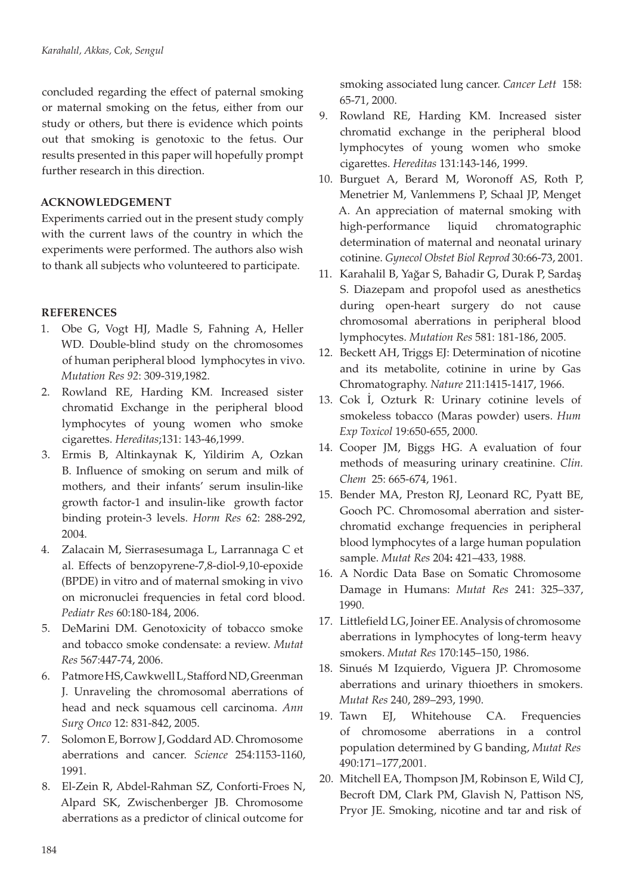concluded regarding the effect of paternal smoking or maternal smoking on the fetus, either from our study or others, but there is evidence which points out that smoking is genotoxic to the fetus. Our results presented in this paper will hopefully prompt further research in this direction.

## ACKNOWLEDGEMENT

Experiments carried out in the present study comply with the current laws of the country in which the experiments were performed. The authors also wish to thank all subjects who volunteered to participate.

## REFERENCES

1. Obe G, Vogt HJ, Madle S, Fahning A, Heller WD. Double-blind study on the chromosomes of human peripheral blood lymphocytes in vivo. *Mutation Res 92*: 309-319,1982.
2. Rowland RE, Harding KM. Increased sister chromatid Exchange in the peripheral blood lymphocytes of young women who smoke cigarettes. *Hereditas*;131: 143-46,1999.
3. Ermis B, Altinkaynak K, Yildirim A, Ozkan B. Influence of smoking on serum and milk of mothers, and their infants' serum insulin-like growth factor-1 and insulin-like growth factor binding protein-3 levels. *Horm Res* 62: 288-292, 2004.
4. Zalacain M, Sierrasesumaga L, Larrannaga C et al. Effects of benzopyrene-7,8-diol-9,10-epoxide (BPDE) in vitro and of maternal smoking in vivo on micronuclei frequencies in fetal cord blood. *Pediatr Res* 60:180-184, 2006.
5. DeMarini DM. Genotoxicity of tobacco smoke and tobacco smoke condensate: a review. *Mutat Res* 567:447-74, 2006.
6. Patmore HS, Cawkwell L, Stafford ND, Greenman J. Unraveling the chromosomal aberrations of head and neck squamous cell carcinoma. *Ann Surg Onco* 12: 831-842, 2005.
7. Solomon E, Borrow J, Goddard AD. Chromosome aberrations and cancer. *Science* 254:1153-1160, 1991.
8. El-Zein R, Abdel-Rahman SZ, Conforti-Froes N, Alpard SK, Zwischenberger JB. Chromosome aberrations as a predictor of clinical outcome for smoking associated lung cancer. *Cancer Lett* 158: 65-71, 2000.
9. Rowland RE, Harding KM. Increased sister chromatid exchange in the peripheral blood lymphocytes of young women who smoke cigarettes. *Hereditas* 131:143-146, 1999.
10. Burguet A, Berard M, Woronoff AS, Roth P, Menetrier M, Vanlemmens P, Schaal JP, Menget A. An appreciation of maternal smoking with high-performance liquid chromatographic determination of maternal and neonatal urinary cotinine. *Gynecol Obstet Biol Reprod* 30:66-73, 2001.
11. Karahalil B, Yağar S, Bahadir G, Durak P, Sardaş S. Diazepam and propofol used as anesthetics during open-heart surgery do not cause chromosomal aberrations in peripheral blood lymphocytes. *Mutation Res* 581: 181-186, 2005.
12. Beckett AH, Triggs EJ: Determination of nicotine and its metabolite, cotinine in urine by Gas Chromatography. *Nature* 211:1415-1417, 1966.
13. Cok İ, Ozturk R: Urinary cotinine levels of smokeless tobacco (Maras powder) users. *Hum Exp Toxicol* 19:650-655, 2000.
14. Cooper JM, Biggs HG. A evaluation of four methods of measuring urinary creatinine. *Clin. Chem* 25: 665-674, 1961.
15. Bender MA, Preston RJ, Leonard RC, Pyatt BE, Gooch PC. Chromosomal aberration and sister-chromatid exchange frequencies in peripheral blood lymphocytes of a large human population sample. *Mutat Res* 204**:** 421–433, 1988.
16. A Nordic Data Base on Somatic Chromosome Damage in Humans: *Mutat Res* 241: 325–337, 1990.
17. Littlefield LG, Joiner EE. Analysis of chromosome aberrations in lymphocytes of long-term heavy smokers. *Mutat Res* 170:145–150, 1986.
18. Sinués M Izquierdo, Viguera JP. Chromosome aberrations and urinary thioethers in smokers. *Mutat Res* 240, 289–293, 1990.
19. Tawn EJ, Whitehouse CA. Frequencies of chromosome aberrations in a control population determined by G banding, *Mutat Res* 490:171–177,2001.
20. Mitchell EA, Thompson JM, Robinson E, Wild CJ, Becroft DM, Clark PM, Glavish N, Pattison NS, Pryor JE. Smoking, nicotine and tar and risk of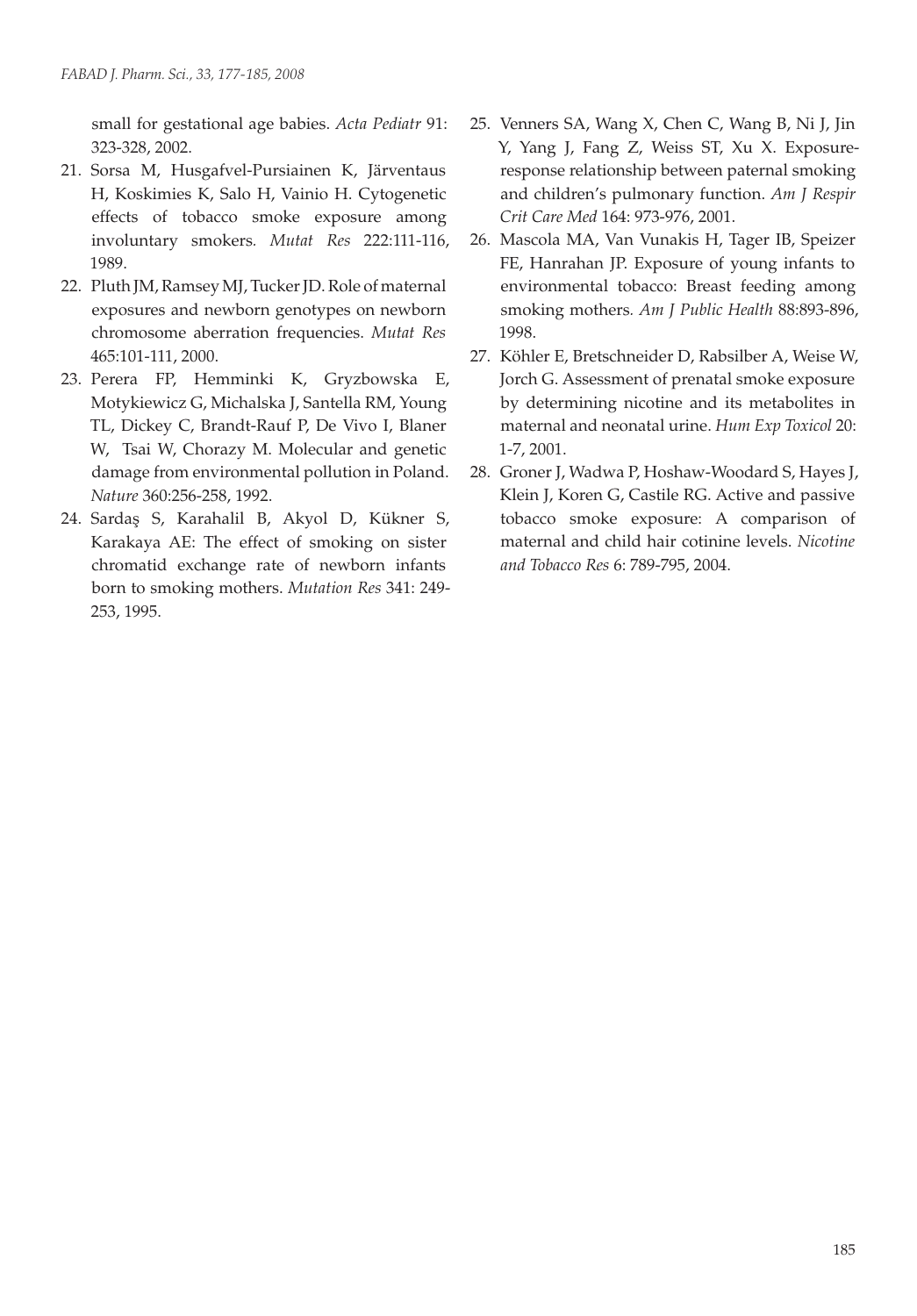small for gestational age babies. *Acta Pediatr* 91: 323-328, 2002.

21. Sorsa M, Husgafvel-Pursiainen K, Järventaus H, Koskimies K, Salo H, Vainio H. Cytogenetic effects of tobacco smoke exposure among involuntary smokers. *Mutat Res* 222:111-116, 1989.
22. Pluth JM, Ramsey MJ, Tucker JD. Role of maternal exposures and newborn genotypes on newborn chromosome aberration frequencies. *Mutat Res* 465:101-111, 2000.
23. Perera FP, Hemminki K, Gryzbowska E, Motykiewicz G, Michalska J, Santella RM, Young TL, Dickey C, Brandt-Rauf P, De Vivo I, Blaner W, Tsai W, Chorazy M. Molecular and genetic damage from environmental pollution in Poland. *Nature* 360:256-258, 1992.
24. Sardaş S, Karahalil B, Akyol D, Kükner S, Karakaya AE: The effect of smoking on sister chromatid exchange rate of newborn infants born to smoking mothers. *Mutation Res* 341: 249-253, 1995.
25. Venners SA, Wang X, Chen C, Wang B, Ni J, Jin Y, Yang J, Fang Z, Weiss ST, Xu X. Exposure-response relationship between paternal smoking and children's pulmonary function. *Am J Respir Crit Care Med* 164: 973-976, 2001.
26. Mascola MA, Van Vunakis H, Tager IB, Speizer FE, Hanrahan JP. Exposure of young infants to environmental tobacco: Breast feeding among smoking mothers. *Am J Public Health* 88:893-896, 1998.
27. Köhler E, Bretschneider D, Rabsilber A, Weise W, Jorch G. Assessment of prenatal smoke exposure by determining nicotine and its metabolites in maternal and neonatal urine. *Hum Exp Toxicol* 20: 1-7, 2001.
28. Groner J, Wadwa P, Hoshaw-Woodard S, Hayes J, Klein J, Koren G, Castile RG. Active and passive tobacco smoke exposure: A comparison of maternal and child hair cotinine levels. *Nicotine and Tobacco Res* 6: 789-795, 2004.